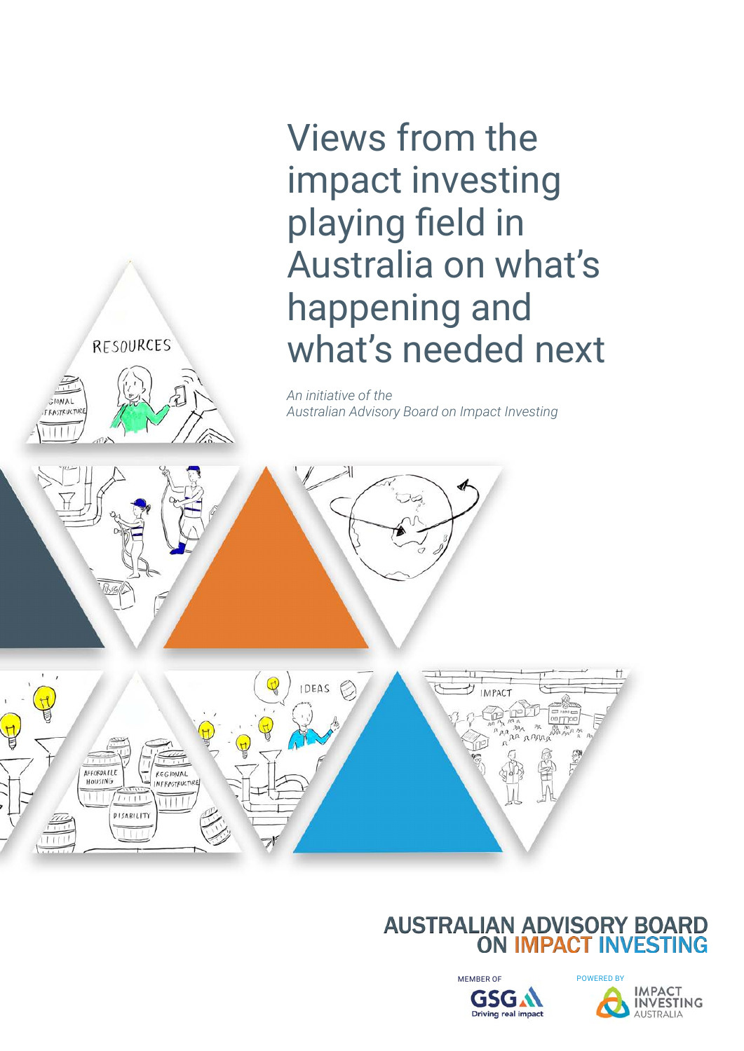# Views from the impact investing playing field in Australia on what's happening and what's needed next

*An initiative of the Australian Advisory Board on Impact Investing*

AUSTRALIAN ADVISORY BOARD ON IMPACT INVESTING

MEMBER OF GSG Driving real impact

POWERED BY IMPACT INVESTING AUSTRALIA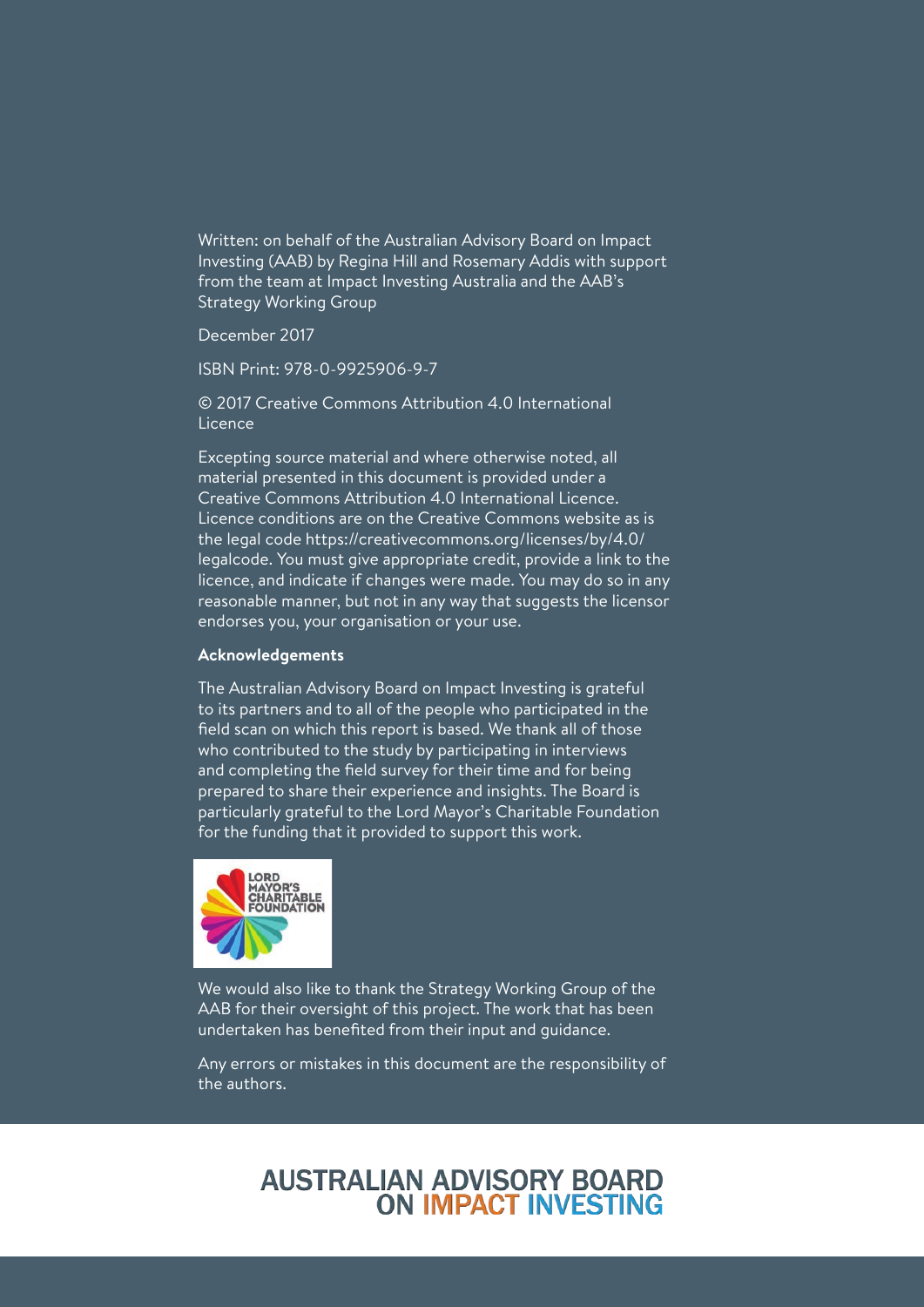Written: on behalf of the Australian Advisory Board on Impact Investing (AAB) by Regina Hill and Rosemary Addis with support from the team at Impact Investing Australia and the AAB's Strategy Working Group

December 2017

ISBN Print: 978-0-9925906-9-7

© 2017 Creative Commons Attribution 4.0 International Licence

Excepting source material and where otherwise noted, all material presented in this document is provided under a Creative Commons Attribution 4.0 International Licence. Licence conditions are on the Creative Commons website as is the legal code https://creativecommons.org/licenses/by/4.0/legalcode. You must give appropriate credit, provide a link to the licence, and indicate if changes were made. You may do so in any reasonable manner, but not in any way that suggests the licensor endorses you, your organisation or your use.

**Acknowledgements**

The Australian Advisory Board on Impact Investing is grateful to its partners and to all of the people who participated in the field scan on which this report is based. We thank all of those who contributed to the study by participating in interviews and completing the field survey for their time and for being prepared to share their experience and insights. The Board is particularly grateful to the Lord Mayor's Charitable Foundation for the funding that it provided to support this work.

LORD MAYOR'S CHARITABLE FOUNDATION

We would also like to thank the Strategy Working Group of the AAB for their oversight of this project. The work that has been undertaken has benefited from their input and guidance.

Any errors or mistakes in this document are the responsibility of the authors.

AUSTRALIAN ADVISORY BOARD ON IMPACT INVESTING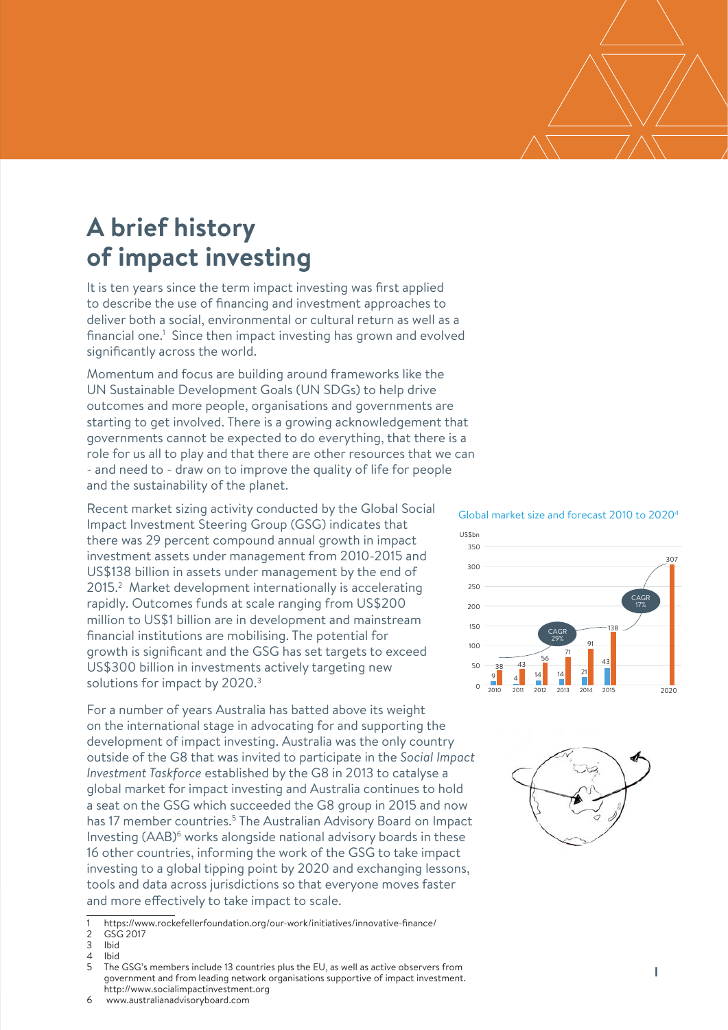# A brief history of impact investing

It is ten years since the term impact investing was first applied to describe the use of financing and investment approaches to deliver both a social, environmental or cultural return as well as a financial one.[1] Since then impact investing has grown and evolved significantly across the world.

Momentum and focus are building around frameworks like the UN Sustainable Development Goals (UN SDGs) to help drive outcomes and more people, organisations and governments are starting to get involved. There is a growing acknowledgement that governments cannot be expected to do everything, that there is a role for us all to play and that there are other resources that we can - and need to - draw on to improve the quality of life for people and the sustainability of the planet.

Recent market sizing activity conducted by the Global Social Impact Investment Steering Group (GSG) indicates that there was 29 percent compound annual growth in impact investment assets under management from 2010-2015 and US$138 billion in assets under management by the end of 2015.[2] Market development internationally is accelerating rapidly. Outcomes funds at scale ranging from US$200 million to US$1 billion are in development and mainstream financial institutions are mobilising. The potential for growth is significant and the GSG has set targets to exceed US$300 billion in investments actively targeting new solutions for impact by 2020.[3]

Global market size and forecast 2010 to 2020[4]

| Year | Orange bar (US$bn) | Blue bar (US$bn) |
|---|---|---|
| 2010 | 38 | 9 |
| 2011 | 43 | 4 |
| 2012 | 56 | 14 |
| 2013 | 71 | 14 |
| 2014 | 91 | 21 |
| 2015 | 138 | 43 |
| 2020 | 307 | |

CAGR 29% (2010–2015); CAGR 17% (2015–2020)

For a number of years Australia has batted above its weight on the international stage in advocating for and supporting the development of impact investing. Australia was the only country outside of the G8 that was invited to participate in the *Social Impact Investment Taskforce* established by the G8 in 2013 to catalyse a global market for impact investing and Australia continues to hold a seat on the GSG which succeeded the G8 group in 2015 and now has 17 member countries.[5] The Australian Advisory Board on Impact Investing (AAB)[6] works alongside national advisory boards in these 16 other countries, informing the work of the GSG to take impact investing to a global tipping point by 2020 and exchanging lessons, tools and data across jurisdictions so that everyone moves faster and more effectively to take impact to scale.

1 https://www.rockefellerfoundation.org/our-work/initiatives/innovative-finance/
2 GSG 2017
3 Ibid
4 Ibid
5 The GSG's members include 13 countries plus the EU, as well as active observers from government and from leading network organisations supportive of impact investment. http://www.socialimpactinvestment.org
6 www.australianadvisoryboard.com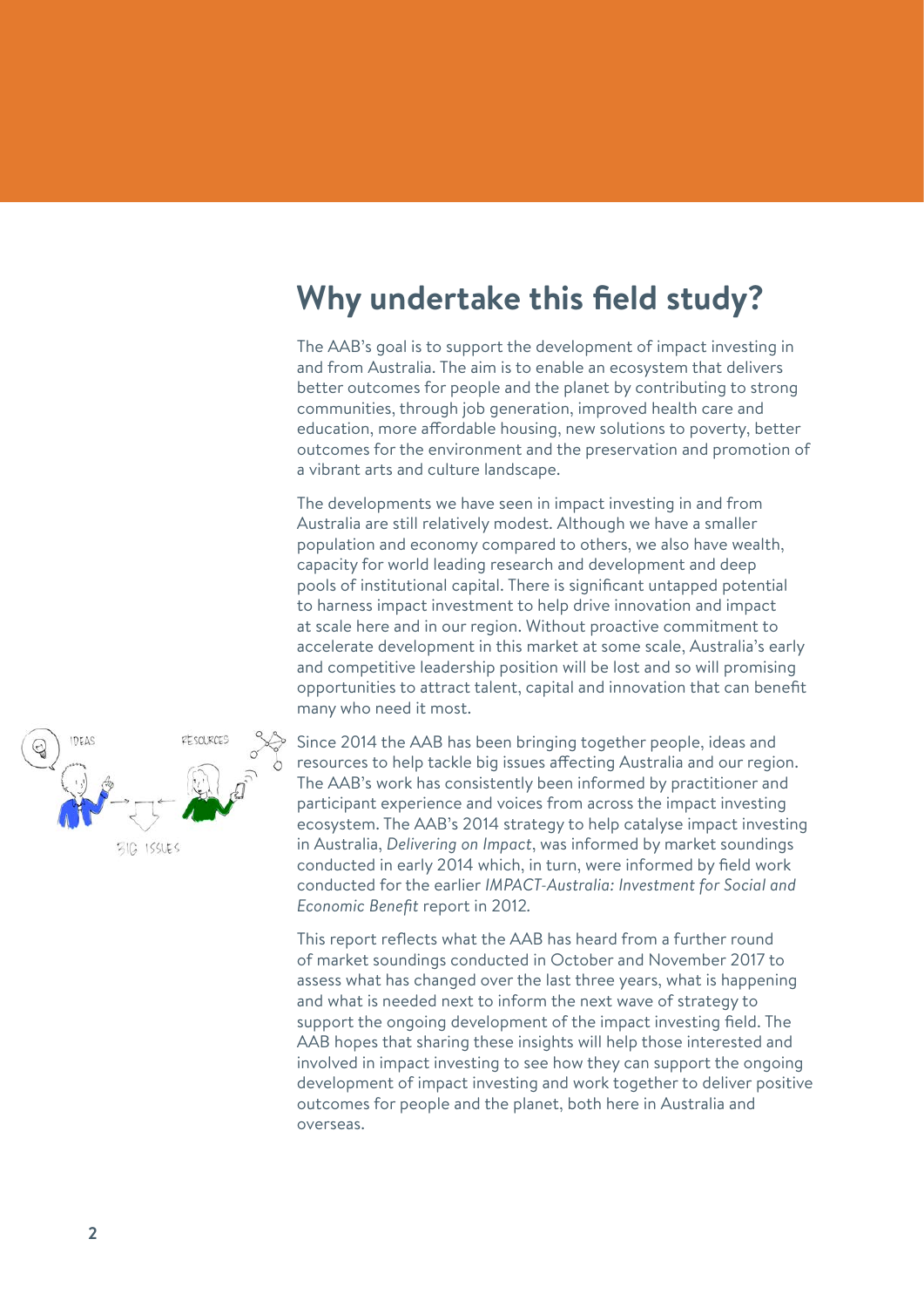# Why undertake this field study?

The AAB's goal is to support the development of impact investing in and from Australia. The aim is to enable an ecosystem that delivers better outcomes for people and the planet by contributing to strong communities, through job generation, improved health care and education, more affordable housing, new solutions to poverty, better outcomes for the environment and the preservation and promotion of a vibrant arts and culture landscape.

The developments we have seen in impact investing in and from Australia are still relatively modest. Although we have a smaller population and economy compared to others, we also have wealth, capacity for world leading research and development and deep pools of institutional capital. There is significant untapped potential to harness impact investment to help drive innovation and impact at scale here and in our region. Without proactive commitment to accelerate development in this market at some scale, Australia's early and competitive leadership position will be lost and so will promising opportunities to attract talent, capital and innovation that can benefit many who need it most.

Since 2014 the AAB has been bringing together people, ideas and resources to help tackle big issues affecting Australia and our region. The AAB's work has consistently been informed by practitioner and participant experience and voices from across the impact investing ecosystem. The AAB's 2014 strategy to help catalyse impact investing in Australia, *Delivering on Impact*, was informed by market soundings conducted in early 2014 which, in turn, were informed by field work conducted for the earlier *IMPACT-Australia: Investment for Social and Economic Benefit* report in 2012.

This report reflects what the AAB has heard from a further round of market soundings conducted in October and November 2017 to assess what has changed over the last three years, what is happening and what is needed next to inform the next wave of strategy to support the ongoing development of the impact investing field. The AAB hopes that sharing these insights will help those interested and involved in impact investing to see how they can support the ongoing development of impact investing and work together to deliver positive outcomes for people and the planet, both here in Australia and overseas.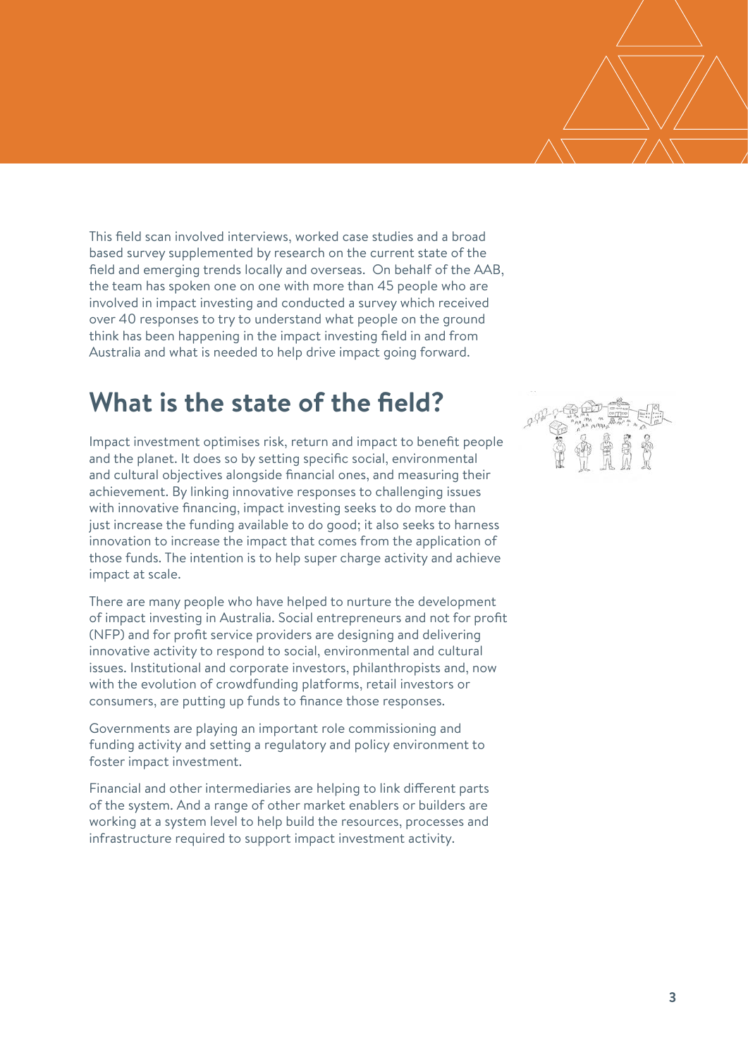This field scan involved interviews, worked case studies and a broad based survey supplemented by research on the current state of the field and emerging trends locally and overseas. On behalf of the AAB, the team has spoken one on one with more than 45 people who are involved in impact investing and conducted a survey which received over 40 responses to try to understand what people on the ground think has been happening in the impact investing field in and from Australia and what is needed to help drive impact going forward.

## What is the state of the field?

Impact investment optimises risk, return and impact to benefit people and the planet. It does so by setting specific social, environmental and cultural objectives alongside financial ones, and measuring their achievement. By linking innovative responses to challenging issues with innovative financing, impact investing seeks to do more than just increase the funding available to do good; it also seeks to harness innovation to increase the impact that comes from the application of those funds. The intention is to help super charge activity and achieve impact at scale.

There are many people who have helped to nurture the development of impact investing in Australia. Social entrepreneurs and not for profit (NFP) and for profit service providers are designing and delivering innovative activity to respond to social, environmental and cultural issues. Institutional and corporate investors, philanthropists and, now with the evolution of crowdfunding platforms, retail investors or consumers, are putting up funds to finance those responses.

Governments are playing an important role commissioning and funding activity and setting a regulatory and policy environment to foster impact investment.

Financial and other intermediaries are helping to link different parts of the system. And a range of other market enablers or builders are working at a system level to help build the resources, processes and infrastructure required to support impact investment activity.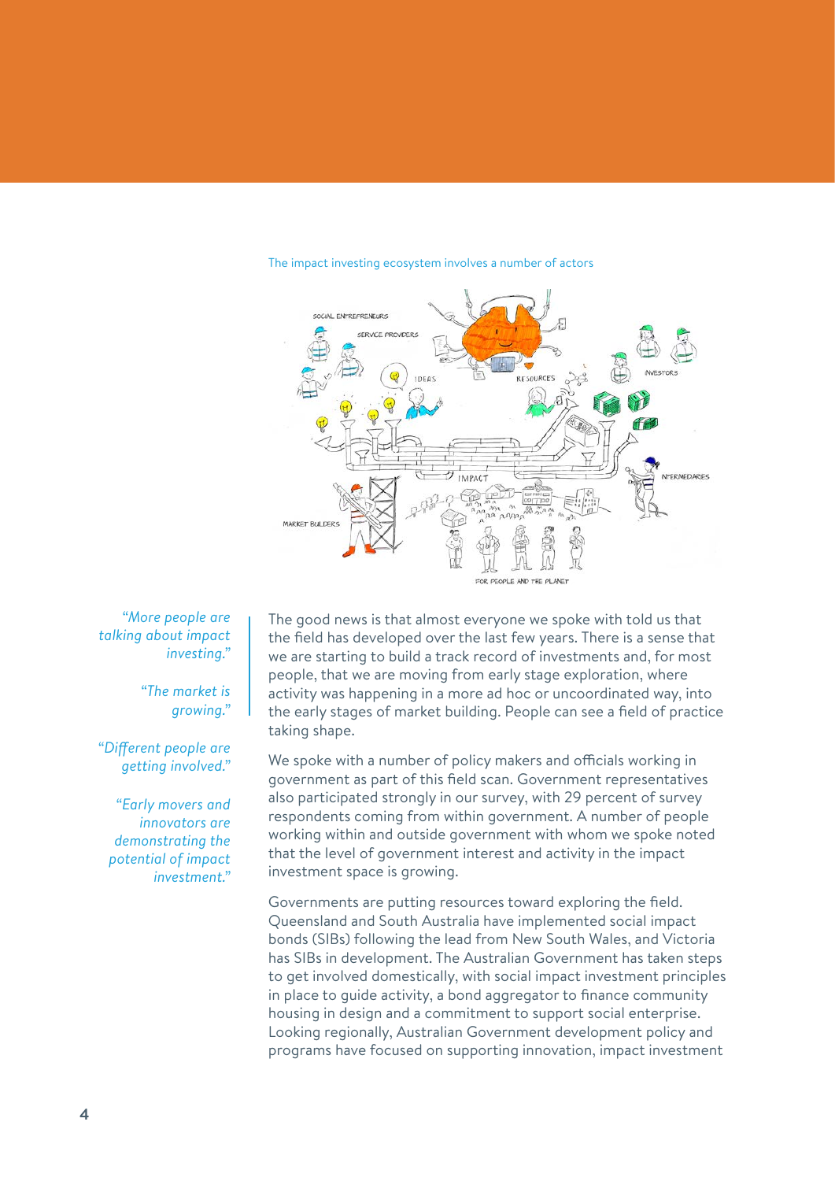The impact investing ecosystem involves a number of actors

> *"More people are talking about impact investing."*
>
> *"The market is growing."*
>
> *"Different people are getting involved."*
>
> *"Early movers and innovators are demonstrating the potential of impact investment."*

The good news is that almost everyone we spoke with told us that the field has developed over the last few years. There is a sense that we are starting to build a track record of investments and, for most people, that we are moving from early stage exploration, where activity was happening in a more ad hoc or uncoordinated way, into the early stages of market building. People can see a field of practice taking shape.

We spoke with a number of policy makers and officials working in government as part of this field scan. Government representatives also participated strongly in our survey, with 29 percent of survey respondents coming from within government. A number of people working within and outside government with whom we spoke noted that the level of government interest and activity in the impact investment space is growing.

Governments are putting resources toward exploring the field. Queensland and South Australia have implemented social impact bonds (SIBs) following the lead from New South Wales, and Victoria has SIBs in development. The Australian Government has taken steps to get involved domestically, with social impact investment principles in place to guide activity, a bond aggregator to finance community housing in design and a commitment to support social enterprise. Looking regionally, Australian Government development policy and programs have focused on supporting innovation, impact investment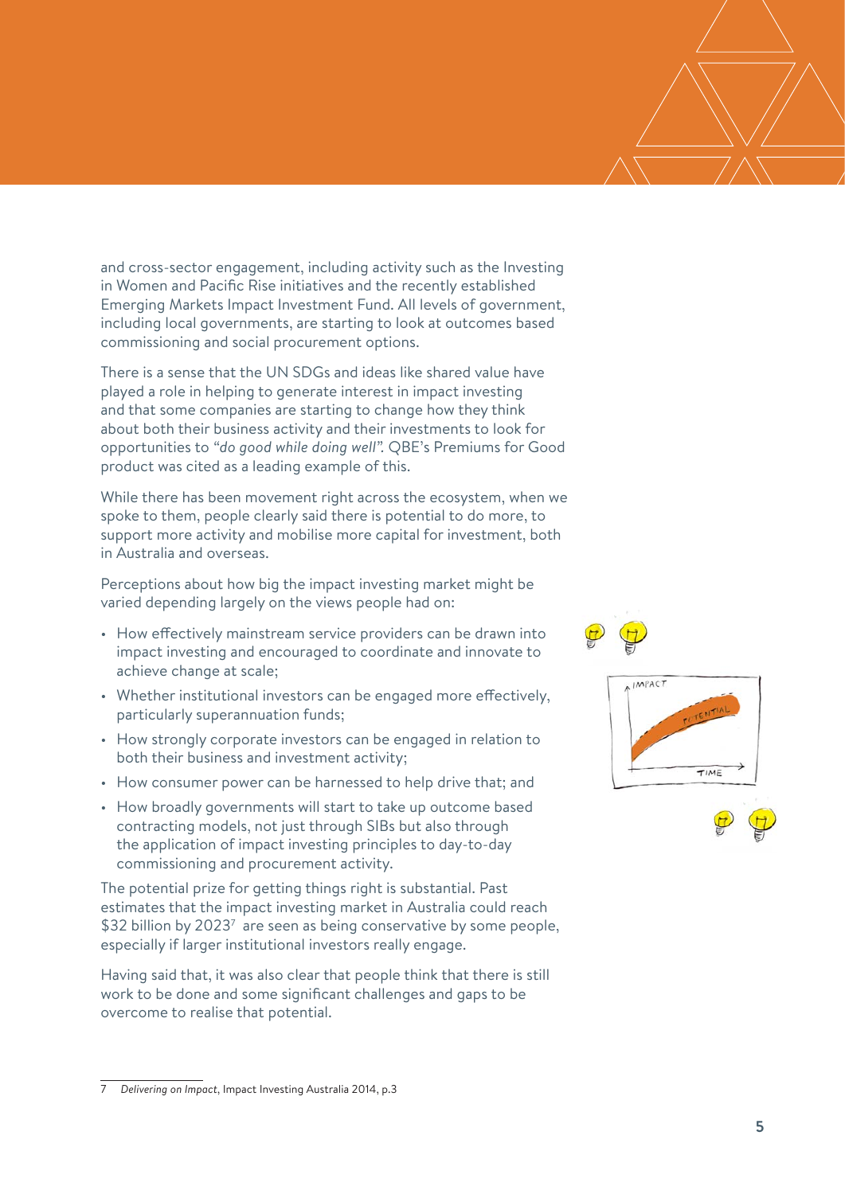and cross-sector engagement, including activity such as the Investing in Women and Pacific Rise initiatives and the recently established Emerging Markets Impact Investment Fund. All levels of government, including local governments, are starting to look at outcomes based commissioning and social procurement options.

There is a sense that the UN SDGs and ideas like shared value have played a role in helping to generate interest in impact investing and that some companies are starting to change how they think about both their business activity and their investments to look for opportunities to *"do good while doing well"*. QBE's Premiums for Good product was cited as a leading example of this.

While there has been movement right across the ecosystem, when we spoke to them, people clearly said there is potential to do more, to support more activity and mobilise more capital for investment, both in Australia and overseas.

Perceptions about how big the impact investing market might be varied depending largely on the views people had on:

- How effectively mainstream service providers can be drawn into impact investing and encouraged to coordinate and innovate to achieve change at scale;
- Whether institutional investors can be engaged more effectively, particularly superannuation funds;
- How strongly corporate investors can be engaged in relation to both their business and investment activity;
- How consumer power can be harnessed to help drive that; and
- How broadly governments will start to take up outcome based contracting models, not just through SIBs but also through the application of impact investing principles to day-to-day commissioning and procurement activity.

The potential prize for getting things right is substantial. Past estimates that the impact investing market in Australia could reach $32 billion by 2023[7] are seen as being conservative by some people, especially if larger institutional investors really engage.

Having said that, it was also clear that people think that there is still work to be done and some significant challenges and gaps to be overcome to realise that potential.

7 *Delivering on Impact*, Impact Investing Australia 2014, p.3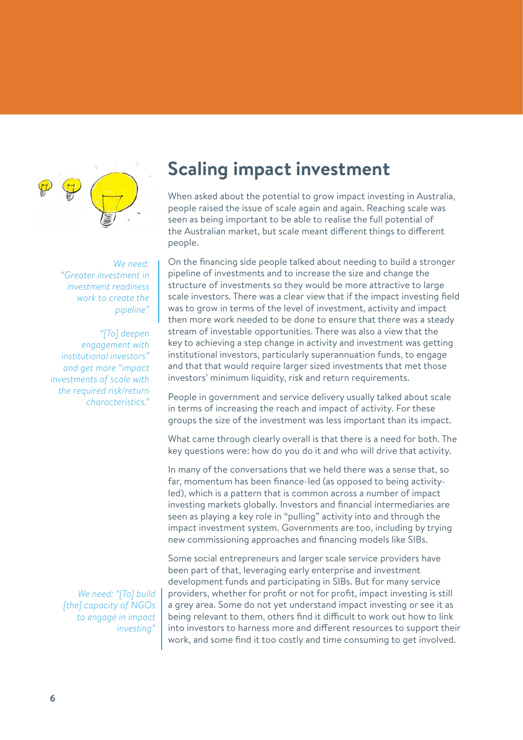# Scaling impact investment

When asked about the potential to grow impact investing in Australia, people raised the issue of scale again and again. Reaching scale was seen as being important to be able to realise the full potential of the Australian market, but scale meant different things to different people.

*We need: "Greater investment in investment readiness work to create the pipeline"*

*"[To] deepen engagement with institutional investors" and get more "impact investments of scale with the required risk/return characteristics."*

On the financing side people talked about needing to build a stronger pipeline of investments and to increase the size and change the structure of investments so they would be more attractive to large scale investors. There was a clear view that if the impact investing field was to grow in terms of the level of investment, activity and impact then more work needed to be done to ensure that there was a steady stream of investable opportunities. There was also a view that the key to achieving a step change in activity and investment was getting institutional investors, particularly superannuation funds, to engage and that that would require larger sized investments that met those investors' minimum liquidity, risk and return requirements.

People in government and service delivery usually talked about scale in terms of increasing the reach and impact of activity. For these groups the size of the investment was less important than its impact.

What came through clearly overall is that there is a need for both. The key questions were: how do you do it and who will drive that activity.

In many of the conversations that we held there was a sense that, so far, momentum has been finance-led (as opposed to being activity-led), which is a pattern that is common across a number of impact investing markets globally. Investors and financial intermediaries are seen as playing a key role in "pulling" activity into and through the impact investment system. Governments are too, including by trying new commissioning approaches and financing models like SIBs.

*We need: "[To] build [the] capacity of NGOs to engage in impact investing"*

Some social entrepreneurs and larger scale service providers have been part of that, leveraging early enterprise and investment development funds and participating in SIBs. But for many service providers, whether for profit or not for profit, impact investing is still a grey area. Some do not yet understand impact investing or see it as being relevant to them, others find it difficult to work out how to link into investors to harness more and different resources to support their work, and some find it too costly and time consuming to get involved.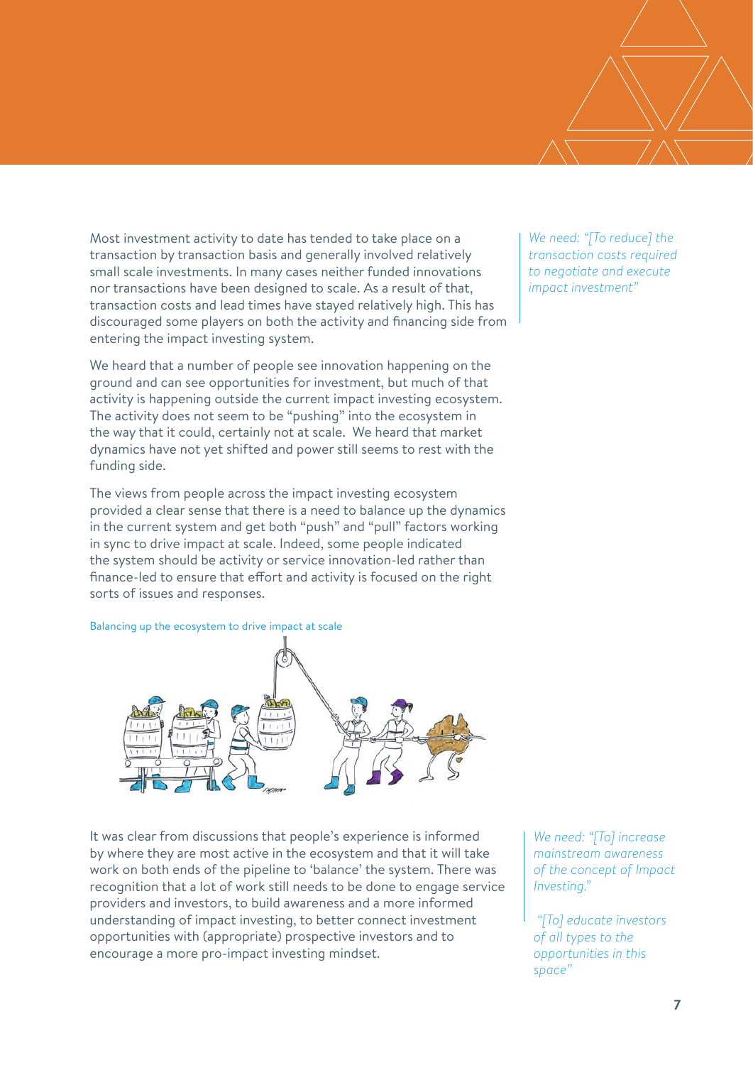Most investment activity to date has tended to take place on a transaction by transaction basis and generally involved relatively small scale investments. In many cases neither funded innovations nor transactions have been designed to scale. As a result of that, transaction costs and lead times have stayed relatively high. This has discouraged some players on both the activity and financing side from entering the impact investing system.

*We need: "[To reduce] the transaction costs required to negotiate and execute impact investment"*

We heard that a number of people see innovation happening on the ground and can see opportunities for investment, but much of that activity is happening outside the current impact investing ecosystem. The activity does not seem to be "pushing" into the ecosystem in the way that it could, certainly not at scale. We heard that market dynamics have not yet shifted and power still seems to rest with the funding side.

The views from people across the impact investing ecosystem provided a clear sense that there is a need to balance up the dynamics in the current system and get both "push" and "pull" factors working in sync to drive impact at scale. Indeed, some people indicated the system should be activity or service innovation-led rather than finance-led to ensure that effort and activity is focused on the right sorts of issues and responses.

Balancing up the ecosystem to drive impact at scale

It was clear from discussions that people's experience is informed by where they are most active in the ecosystem and that it will take work on both ends of the pipeline to 'balance' the system. There was recognition that a lot of work still needs to be done to engage service providers and investors, to build awareness and a more informed understanding of impact investing, to better connect investment opportunities with (appropriate) prospective investors and to encourage a more pro-impact investing mindset.

*We need: "[To] increase mainstream awareness of the concept of Impact Investing."*

*"[To] educate investors of all types to the opportunities in this space"*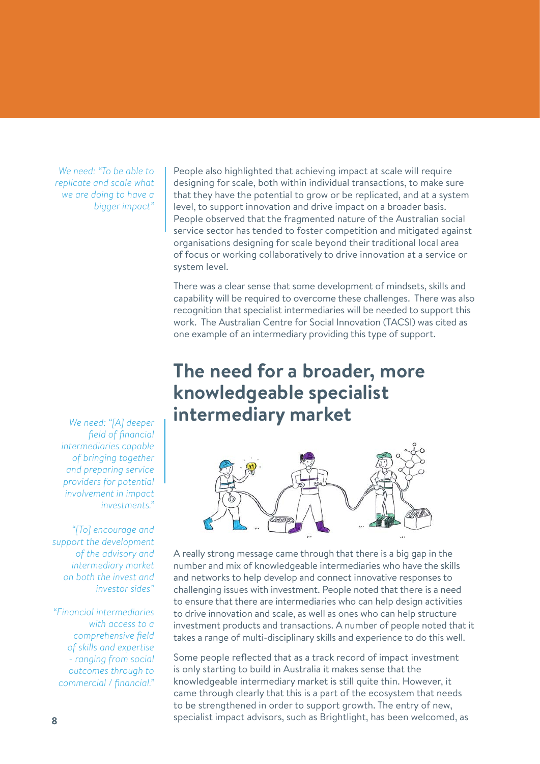*We need: "To be able to replicate and scale what we are doing to have a bigger impact"*

People also highlighted that achieving impact at scale will require designing for scale, both within individual transactions, to make sure that they have the potential to grow or be replicated, and at a system level, to support innovation and drive impact on a broader basis. People observed that the fragmented nature of the Australian social service sector has tended to foster competition and mitigated against organisations designing for scale beyond their traditional local area of focus or working collaboratively to drive innovation at a service or system level.

There was a clear sense that some development of mindsets, skills and capability will be required to overcome these challenges. There was also recognition that specialist intermediaries will be needed to support this work. The Australian Centre for Social Innovation (TACSI) was cited as one example of an intermediary providing this type of support.

## The need for a broader, more knowledgeable specialist intermediary market

*We need: "[A] deeper field of financial intermediaries capable of bringing together and preparing service providers for potential involvement in impact investments."*

*"[To] encourage and support the development of the advisory and intermediary market on both the invest and investor sides"*

*"Financial intermediaries with access to a comprehensive field of skills and expertise - ranging from social outcomes through to commercial / financial."*

A really strong message came through that there is a big gap in the number and mix of knowledgeable intermediaries who have the skills and networks to help develop and connect innovative responses to challenging issues with investment. People noted that there is a need to ensure that there are intermediaries who can help design activities to drive innovation and scale, as well as ones who can help structure investment products and transactions. A number of people noted that it takes a range of multi-disciplinary skills and experience to do this well.

Some people reflected that as a track record of impact investment is only starting to build in Australia it makes sense that the knowledgeable intermediary market is still quite thin. However, it came through clearly that this is a part of the ecosystem that needs to be strengthened in order to support growth. The entry of new, specialist impact advisors, such as Brightlight, has been welcomed, as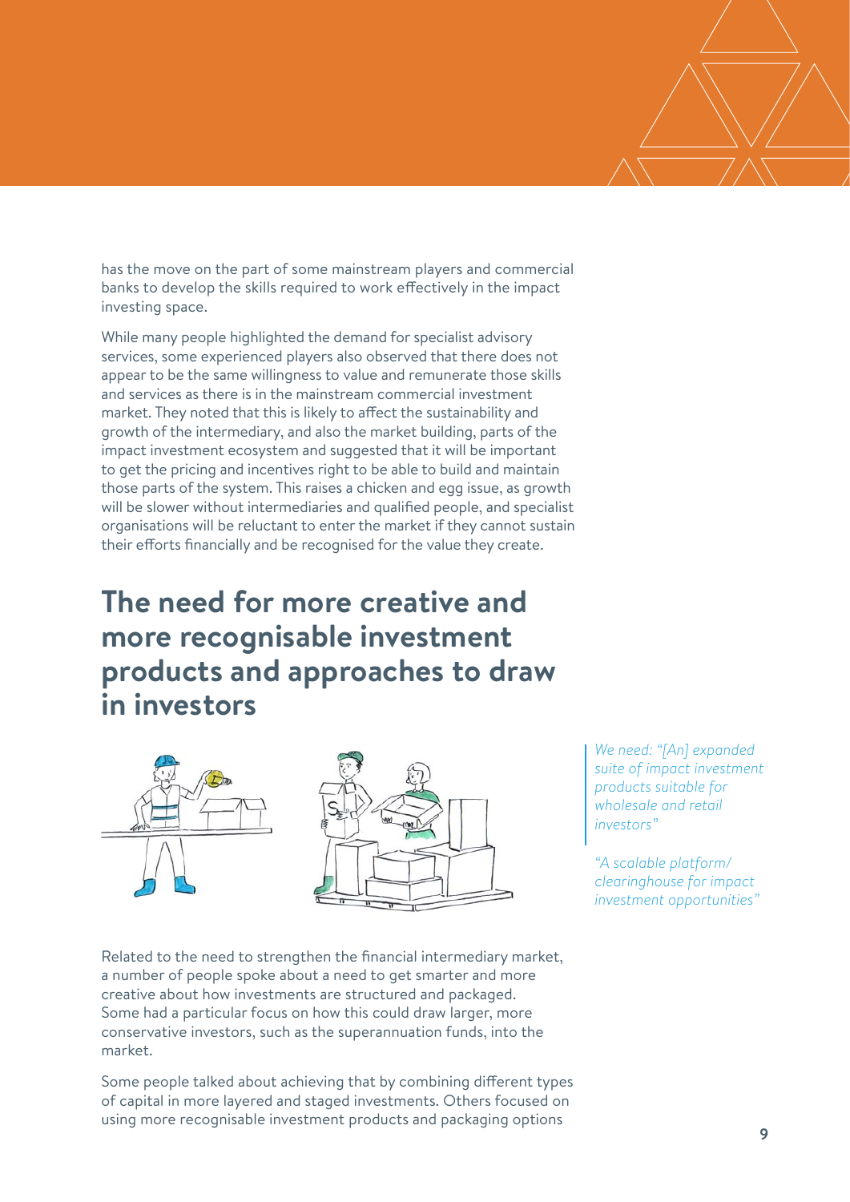has the move on the part of some mainstream players and commercial banks to develop the skills required to work effectively in the impact investing space.

While many people highlighted the demand for specialist advisory services, some experienced players also observed that there does not appear to be the same willingness to value and remunerate those skills and services as there is in the mainstream commercial investment market. They noted that this is likely to affect the sustainability and growth of the intermediary, and also the market building, parts of the impact investment ecosystem and suggested that it will be important to get the pricing and incentives right to be able to build and maintain those parts of the system. This raises a chicken and egg issue, as growth will be slower without intermediaries and qualified people, and specialist organisations will be reluctant to enter the market if they cannot sustain their efforts financially and be recognised for the value they create.

## The need for more creative and more recognisable investment products and approaches to draw in investors

*We need: "[An] expanded suite of impact investment products suitable for wholesale and retail investors"*

*"A scalable platform/ clearinghouse for impact investment opportunities"*

Related to the need to strengthen the financial intermediary market, a number of people spoke about a need to get smarter and more creative about how investments are structured and packaged. Some had a particular focus on how this could draw larger, more conservative investors, such as the superannuation funds, into the market.

Some people talked about achieving that by combining different types of capital in more layered and staged investments. Others focused on using more recognisable investment products and packaging options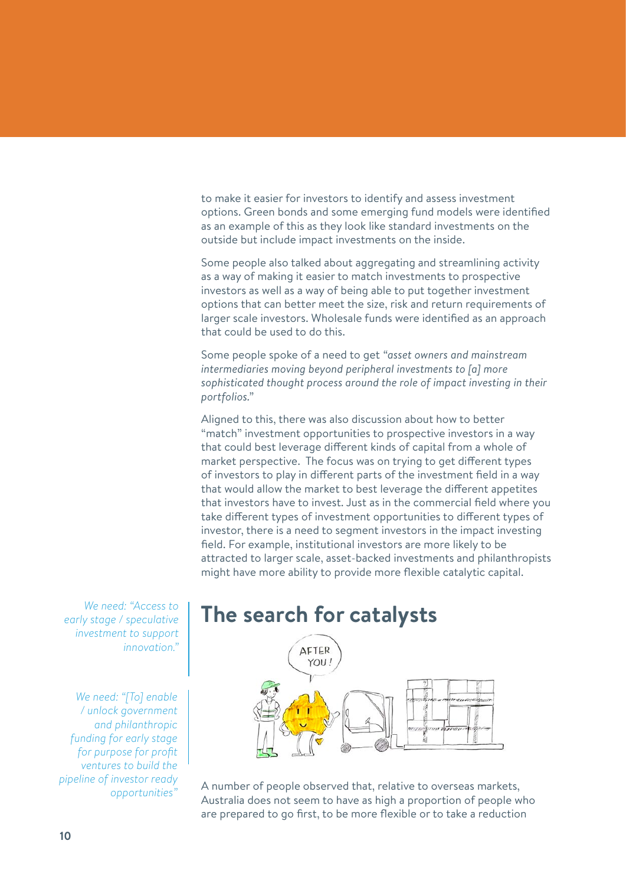to make it easier for investors to identify and assess investment options. Green bonds and some emerging fund models were identified as an example of this as they look like standard investments on the outside but include impact investments on the inside.

Some people also talked about aggregating and streamlining activity as a way of making it easier to match investments to prospective investors as well as a way of being able to put together investment options that can better meet the size, risk and return requirements of larger scale investors. Wholesale funds were identified as an approach that could be used to do this.

Some people spoke of a need to get *"asset owners and mainstream intermediaries moving beyond peripheral investments to [a] more sophisticated thought process around the role of impact investing in their portfolios."*

Aligned to this, there was also discussion about how to better "match" investment opportunities to prospective investors in a way that could best leverage different kinds of capital from a whole of market perspective. The focus was on trying to get different types of investors to play in different parts of the investment field in a way that would allow the market to best leverage the different appetites that investors have to invest. Just as in the commercial field where you take different types of investment opportunities to different types of investor, there is a need to segment investors in the impact investing field. For example, institutional investors are more likely to be attracted to larger scale, asset-backed investments and philanthropists might have more ability to provide more flexible catalytic capital.

*We need: "Access to early stage / speculative investment to support innovation."*

*We need: "[To] enable / unlock government and philanthropic funding for early stage for purpose for profit ventures to build the pipeline of investor ready opportunities"*

## The search for catalysts

A number of people observed that, relative to overseas markets, Australia does not seem to have as high a proportion of people who are prepared to go first, to be more flexible or to take a reduction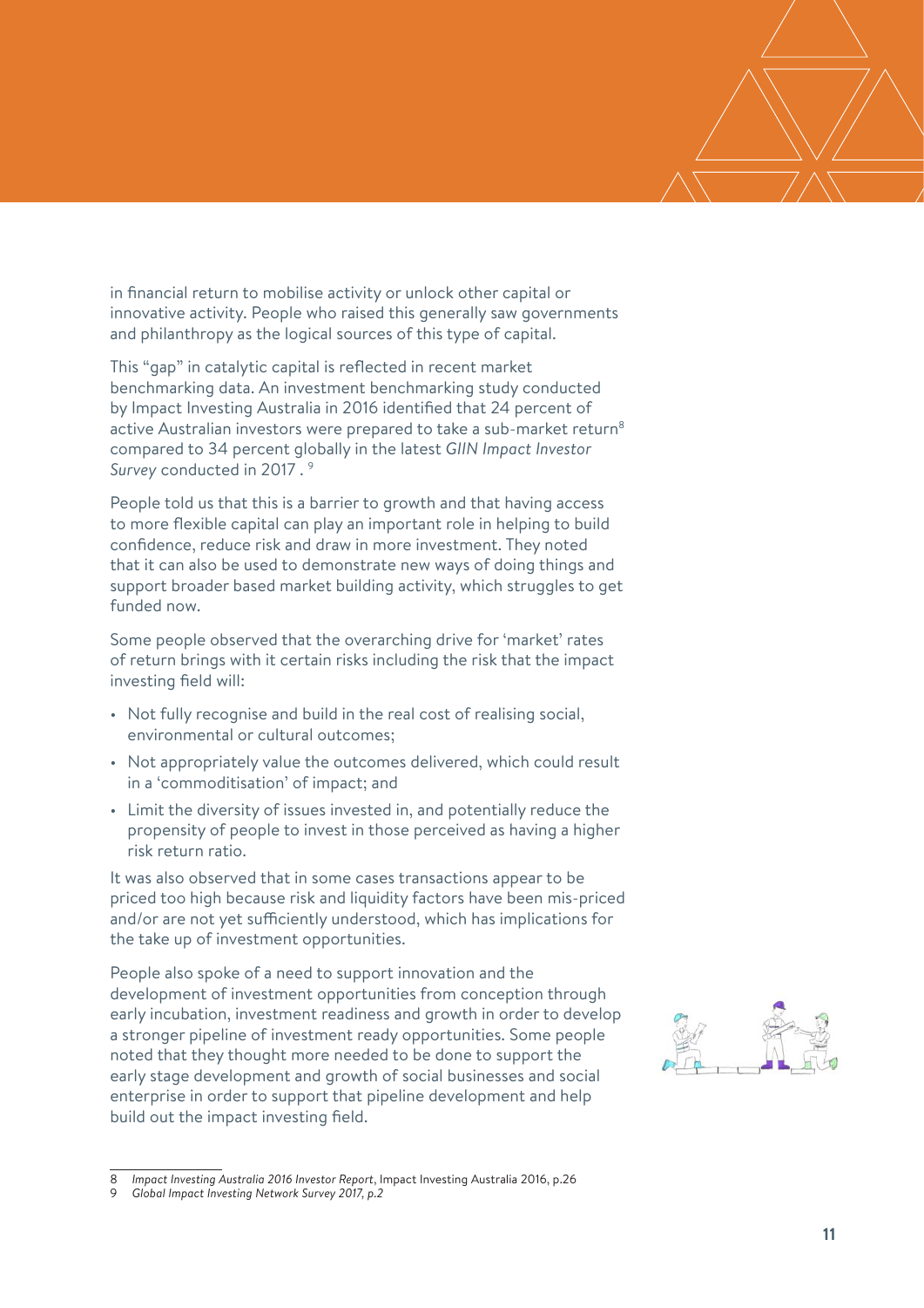in financial return to mobilise activity or unlock other capital or innovative activity. People who raised this generally saw governments and philanthropy as the logical sources of this type of capital.

This "gap" in catalytic capital is reflected in recent market benchmarking data. An investment benchmarking study conducted by Impact Investing Australia in 2016 identified that 24 percent of active Australian investors were prepared to take a sub-market return[8] compared to 34 percent globally in the latest *GIIN Impact Investor Survey* conducted in 2017 . [9]

People told us that this is a barrier to growth and that having access to more flexible capital can play an important role in helping to build confidence, reduce risk and draw in more investment. They noted that it can also be used to demonstrate new ways of doing things and support broader based market building activity, which struggles to get funded now.

Some people observed that the overarching drive for 'market' rates of return brings with it certain risks including the risk that the impact investing field will:

- Not fully recognise and build in the real cost of realising social, environmental or cultural outcomes;
- Not appropriately value the outcomes delivered, which could result in a 'commoditisation' of impact; and
- Limit the diversity of issues invested in, and potentially reduce the propensity of people to invest in those perceived as having a higher risk return ratio.

It was also observed that in some cases transactions appear to be priced too high because risk and liquidity factors have been mis-priced and/or are not yet sufficiently understood, which has implications for the take up of investment opportunities.

People also spoke of a need to support innovation and the development of investment opportunities from conception through early incubation, investment readiness and growth in order to develop a stronger pipeline of investment ready opportunities. Some people noted that they thought more needed to be done to support the early stage development and growth of social businesses and social enterprise in order to support that pipeline development and help build out the impact investing field.

---

8 *Impact Investing Australia 2016 Investor Report*, Impact Investing Australia 2016, p.26

9 *Global Impact Investing Network Survey 2017, p.2*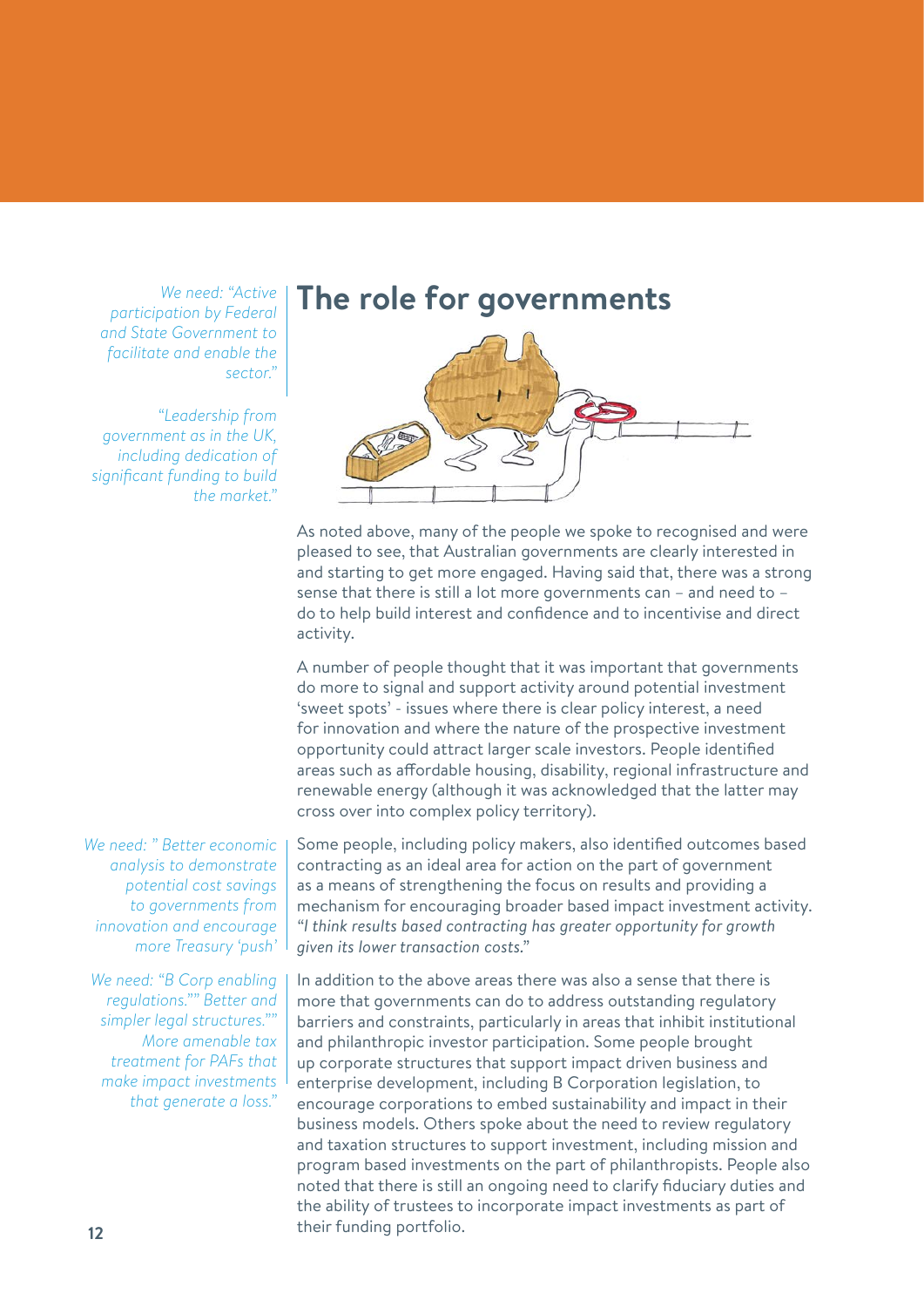# The role for governments

*We need: "Active participation by Federal and State Government to facilitate and enable the sector."*

*"Leadership from government as in the UK, including dedication of significant funding to build the market."*

As noted above, many of the people we spoke to recognised and were pleased to see, that Australian governments are clearly interested in and starting to get more engaged. Having said that, there was a strong sense that there is still a lot more governments can – and need to – do to help build interest and confidence and to incentivise and direct activity.

A number of people thought that it was important that governments do more to signal and support activity around potential investment 'sweet spots' - issues where there is clear policy interest, a need for innovation and where the nature of the prospective investment opportunity could attract larger scale investors. People identified areas such as affordable housing, disability, regional infrastructure and renewable energy (although it was acknowledged that the latter may cross over into complex policy territory).

*We need: " Better economic analysis to demonstrate potential cost savings to governments from innovation and encourage more Treasury 'push'*

Some people, including policy makers, also identified outcomes based contracting as an ideal area for action on the part of government as a means of strengthening the focus on results and providing a mechanism for encouraging broader based impact investment activity. *"I think results based contracting has greater opportunity for growth given its lower transaction costs."*

*We need: "B Corp enabling regulations."" Better and simpler legal structures."" More amenable tax treatment for PAFs that make impact investments that generate a loss."*

In addition to the above areas there was also a sense that there is more that governments can do to address outstanding regulatory barriers and constraints, particularly in areas that inhibit institutional and philanthropic investor participation. Some people brought up corporate structures that support impact driven business and enterprise development, including B Corporation legislation, to encourage corporations to embed sustainability and impact in their business models. Others spoke about the need to review regulatory and taxation structures to support investment, including mission and program based investments on the part of philanthropists. People also noted that there is still an ongoing need to clarify fiduciary duties and the ability of trustees to incorporate impact investments as part of their funding portfolio.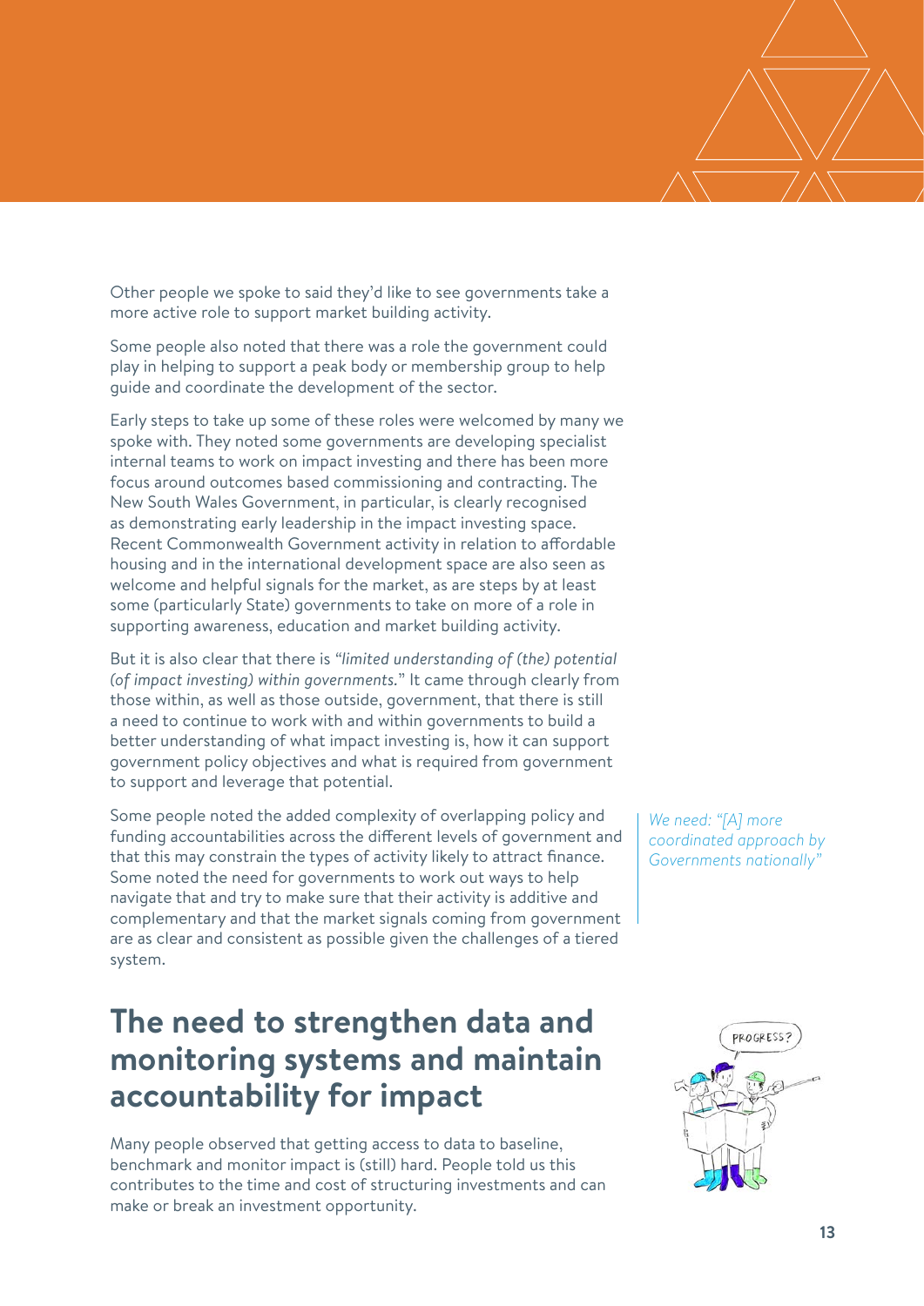Other people we spoke to said they'd like to see governments take a more active role to support market building activity.

Some people also noted that there was a role the government could play in helping to support a peak body or membership group to help guide and coordinate the development of the sector.

Early steps to take up some of these roles were welcomed by many we spoke with. They noted some governments are developing specialist internal teams to work on impact investing and there has been more focus around outcomes based commissioning and contracting. The New South Wales Government, in particular, is clearly recognised as demonstrating early leadership in the impact investing space. Recent Commonwealth Government activity in relation to affordable housing and in the international development space are also seen as welcome and helpful signals for the market, as are steps by at least some (particularly State) governments to take on more of a role in supporting awareness, education and market building activity.

But it is also clear that there is *"limited understanding of (the) potential (of impact investing) within governments."* It came through clearly from those within, as well as those outside, government, that there is still a need to continue to work with and within governments to build a better understanding of what impact investing is, how it can support government policy objectives and what is required from government to support and leverage that potential.

Some people noted the added complexity of overlapping policy and funding accountabilities across the different levels of government and that this may constrain the types of activity likely to attract finance. Some noted the need for governments to work out ways to help navigate that and try to make sure that their activity is additive and complementary and that the market signals coming from government are as clear and consistent as possible given the challenges of a tiered system.

*We need: "[A] more coordinated approach by Governments nationally"*

## The need to strengthen data and monitoring systems and maintain accountability for impact

Many people observed that getting access to data to baseline, benchmark and monitor impact is (still) hard. People told us this contributes to the time and cost of structuring investments and can make or break an investment opportunity.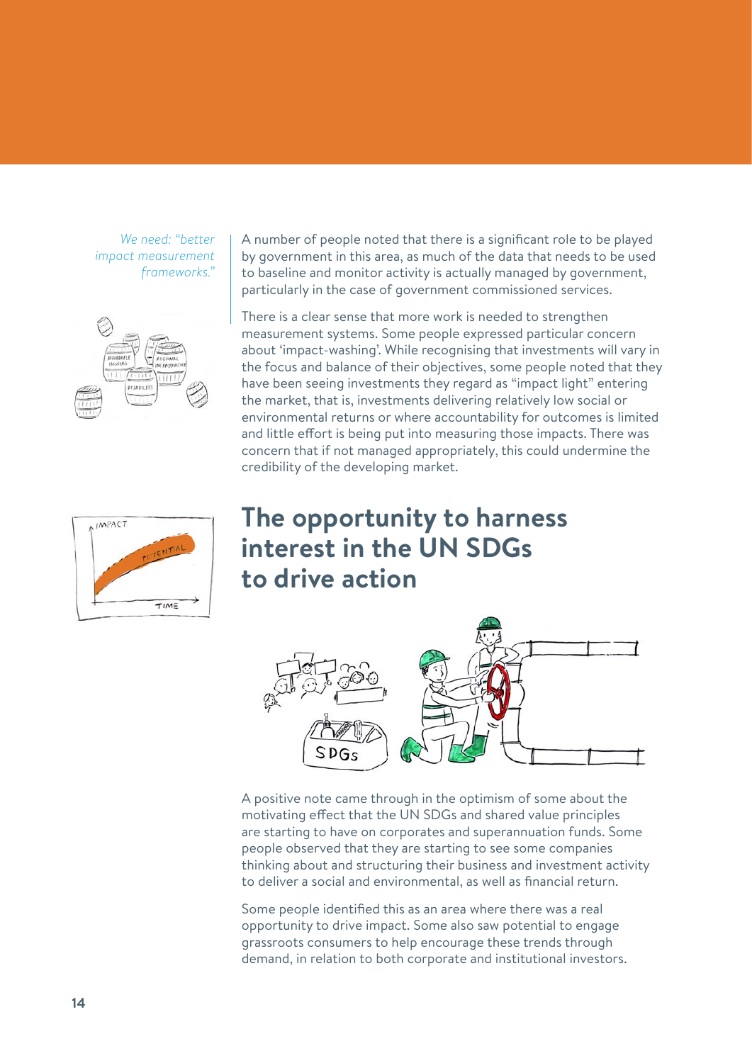*We need: "better impact measurement frameworks."*

A number of people noted that there is a significant role to be played by government in this area, as much of the data that needs to be used to baseline and monitor activity is actually managed by government, particularly in the case of government commissioned services.

There is a clear sense that more work is needed to strengthen measurement systems. Some people expressed particular concern about 'impact-washing'. While recognising that investments will vary in the focus and balance of their objectives, some people noted that they have been seeing investments they regard as "impact light" entering the market, that is, investments delivering relatively low social or environmental returns or where accountability for outcomes is limited and little effort is being put into measuring those impacts. There was concern that if not managed appropriately, this could undermine the credibility of the developing market.

## The opportunity to harness interest in the UN SDGs to drive action

A positive note came through in the optimism of some about the motivating effect that the UN SDGs and shared value principles are starting to have on corporates and superannuation funds. Some people observed that they are starting to see some companies thinking about and structuring their business and investment activity to deliver a social and environmental, as well as financial return.

Some people identified this as an area where there was a real opportunity to drive impact. Some also saw potential to engage grassroots consumers to help encourage these trends through demand, in relation to both corporate and institutional investors.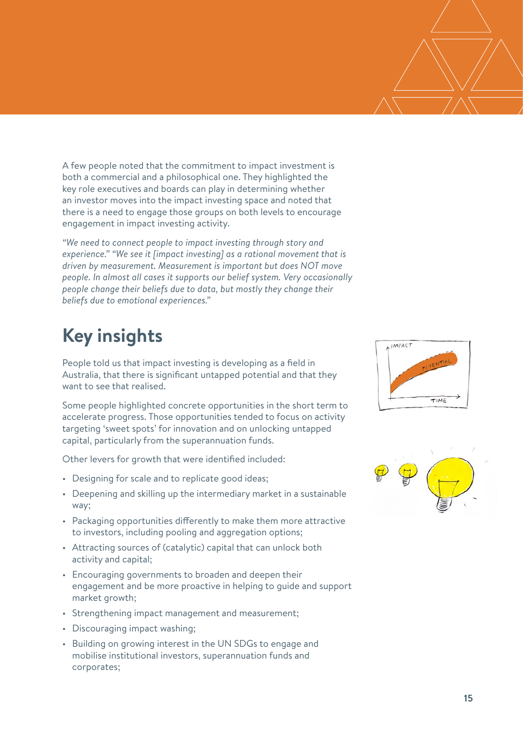A few people noted that the commitment to impact investment is both a commercial and a philosophical one. They highlighted the key role executives and boards can play in determining whether an investor moves into the impact investing space and noted that there is a need to engage those groups on both levels to encourage engagement in impact investing activity.

*"We need to connect people to impact investing through story and experience." "We see it [impact investing] as a rational movement that is driven by measurement. Measurement is important but does NOT move people. In almost all cases it supports our belief system. Very occasionally people change their beliefs due to data, but mostly they change their beliefs due to emotional experiences."*

## Key insights

People told us that impact investing is developing as a field in Australia, that there is significant untapped potential and that they want to see that realised.

Some people highlighted concrete opportunities in the short term to accelerate progress. Those opportunities tended to focus on activity targeting 'sweet spots' for innovation and on unlocking untapped capital, particularly from the superannuation funds.

Other levers for growth that were identified included:

- Designing for scale and to replicate good ideas;
- Deepening and skilling up the intermediary market in a sustainable way;
- Packaging opportunities differently to make them more attractive to investors, including pooling and aggregation options;
- Attracting sources of (catalytic) capital that can unlock both activity and capital;
- Encouraging governments to broaden and deepen their engagement and be more proactive in helping to guide and support market growth;
- Strengthening impact management and measurement;
- Discouraging impact washing;
- Building on growing interest in the UN SDGs to engage and mobilise institutional investors, superannuation funds and corporates;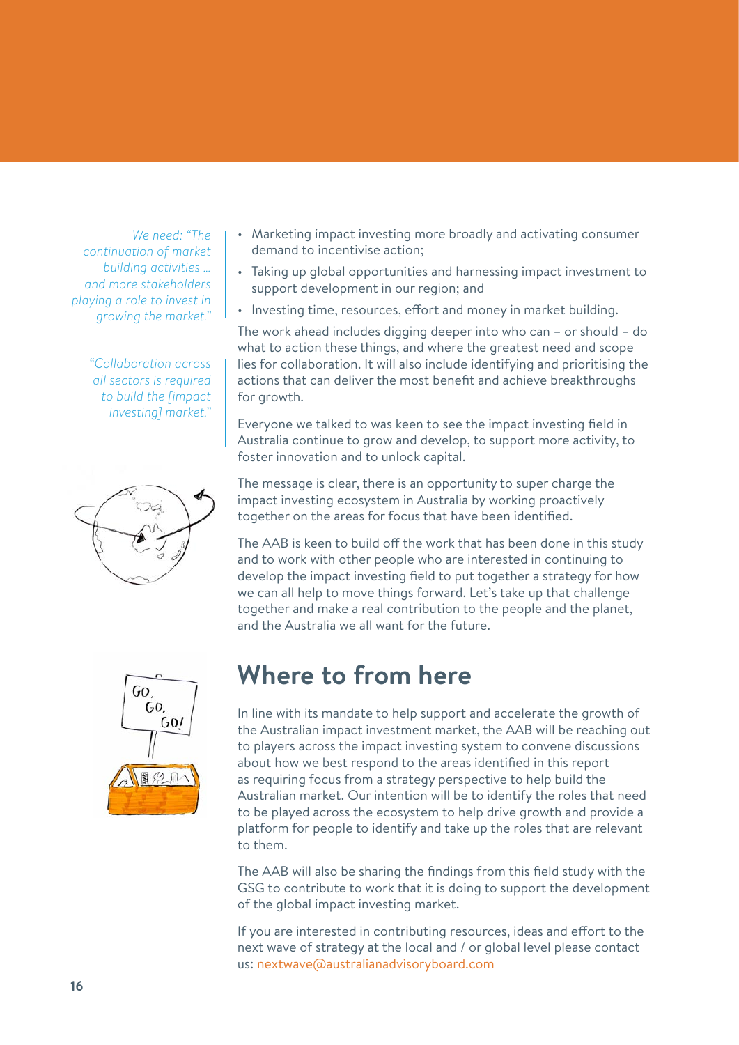*We need: "The continuation of market building activities … and more stakeholders playing a role to invest in growing the market."*

*"Collaboration across all sectors is required to build the [impact investing] market."*

- Marketing impact investing more broadly and activating consumer demand to incentivise action;
- Taking up global opportunities and harnessing impact investment to support development in our region; and
- Investing time, resources, effort and money in market building.

The work ahead includes digging deeper into who can – or should – do what to action these things, and where the greatest need and scope lies for collaboration. It will also include identifying and prioritising the actions that can deliver the most benefit and achieve breakthroughs for growth.

Everyone we talked to was keen to see the impact investing field in Australia continue to grow and develop, to support more activity, to foster innovation and to unlock capital.

The message is clear, there is an opportunity to super charge the impact investing ecosystem in Australia by working proactively together on the areas for focus that have been identified.

The AAB is keen to build off the work that has been done in this study and to work with other people who are interested in continuing to develop the impact investing field to put together a strategy for how we can all help to move things forward. Let's take up that challenge together and make a real contribution to the people and the planet, and the Australia we all want for the future.

## Where to from here

In line with its mandate to help support and accelerate the growth of the Australian impact investment market, the AAB will be reaching out to players across the impact investing system to convene discussions about how we best respond to the areas identified in this report as requiring focus from a strategy perspective to help build the Australian market. Our intention will be to identify the roles that need to be played across the ecosystem to help drive growth and provide a platform for people to identify and take up the roles that are relevant to them.

The AAB will also be sharing the findings from this field study with the GSG to contribute to work that it is doing to support the development of the global impact investing market.

If you are interested in contributing resources, ideas and effort to the next wave of strategy at the local and / or global level please contact us: nextwave@australianadvisoryboard.com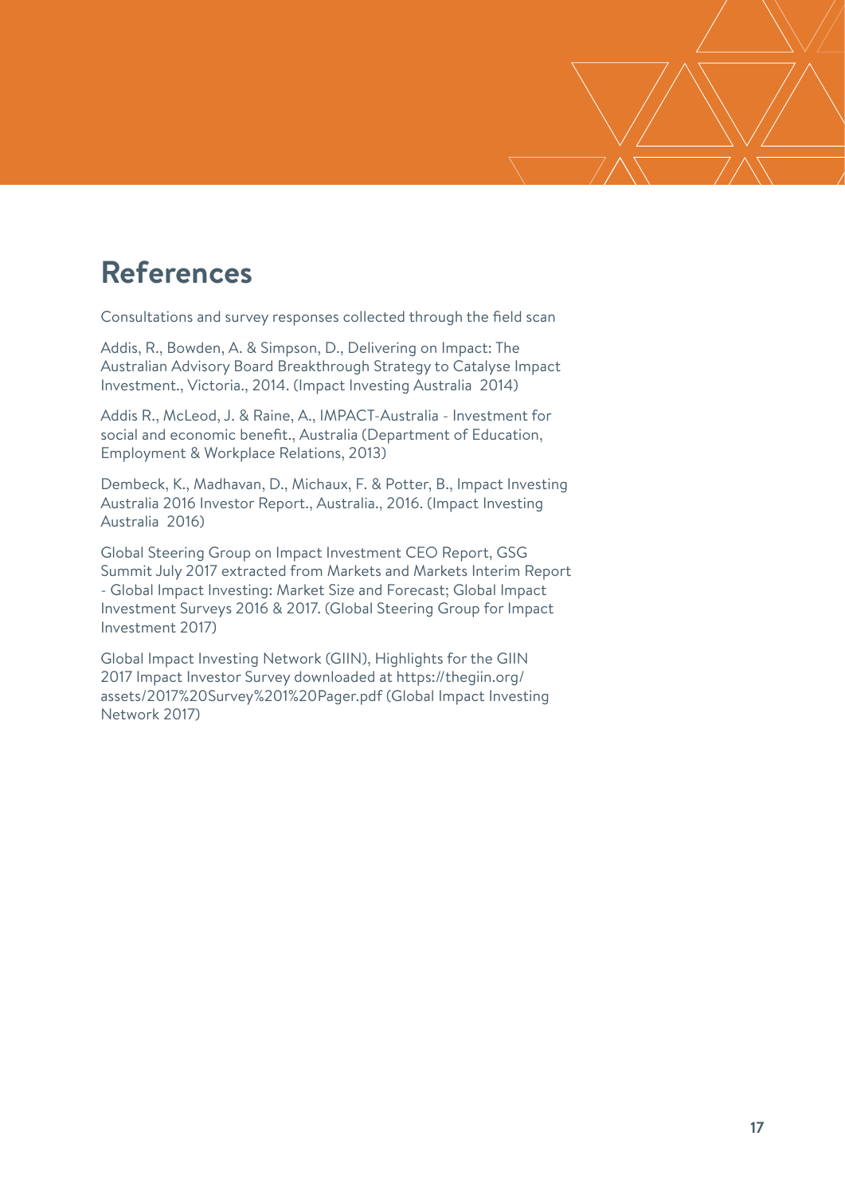# References

Consultations and survey responses collected through the field scan

Addis, R., Bowden, A. & Simpson, D., Delivering on Impact: The Australian Advisory Board Breakthrough Strategy to Catalyse Impact Investment., Victoria., 2014. (Impact Investing Australia 2014)

Addis R., McLeod, J. & Raine, A., IMPACT-Australia - Investment for social and economic benefit., Australia (Department of Education, Employment & Workplace Relations, 2013)

Dembeck, K., Madhavan, D., Michaux, F. & Potter, B., Impact Investing Australia 2016 Investor Report., Australia., 2016. (Impact Investing Australia 2016)

Global Steering Group on Impact Investment CEO Report, GSG Summit July 2017 extracted from Markets and Markets Interim Report - Global Impact Investing: Market Size and Forecast; Global Impact Investment Surveys 2016 & 2017. (Global Steering Group for Impact Investment 2017)

Global Impact Investing Network (GIIN), Highlights for the GIIN 2017 Impact Investor Survey downloaded at https://thegiin.org/assets/2017%20Survey%201%20Pager.pdf (Global Impact Investing Network 2017)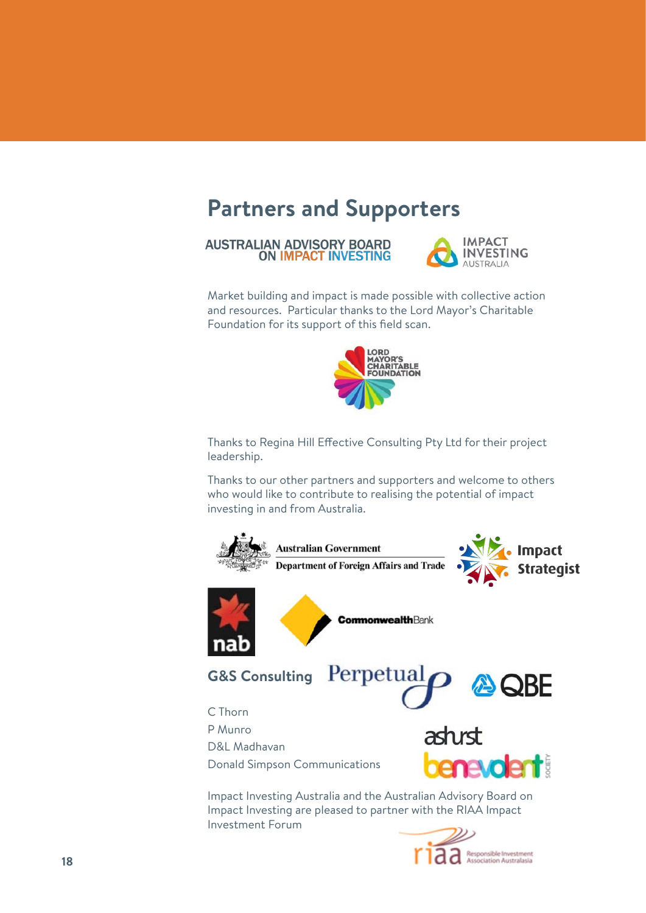## Partners and Supporters

Market building and impact is made possible with collective action and resources. Particular thanks to the Lord Mayor's Charitable Foundation for its support of this field scan.

Thanks to Regina Hill Effective Consulting Pty Ltd for their project leadership.

Thanks to our other partners and supporters and welcome to others who would like to contribute to realising the potential of impact investing in and from Australia.

G&S Consulting

C Thorn
P Munro
D&L Madhavan
Donald Simpson Communications

Impact Investing Australia and the Australian Advisory Board on Impact Investing are pleased to partner with the RIAA Impact Investment Forum